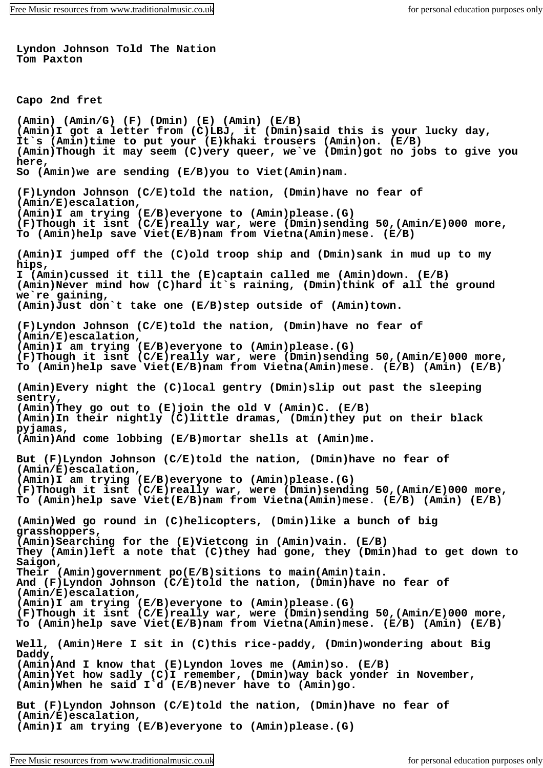**Lyndon Johnson Told The Nation**
**Tom Paxton**

**Capo 2nd fret**

```
(Amin) (Amin/G) (F) (Dmin) (E) (Amin) (E/B)
(Amin)I got a letter from (C)LBJ, it (Dmin)said this is your lucky day,
It`s (Amin)time to put your (E)khaki trousers (Amin)on. (E/B)
(Amin)Though it may seem (C)very queer, we`ve (Dmin)got no jobs to give you
here,
So (Amin)we are sending (E/B)you to Viet(Amin)nam.

(F)Lyndon Johnson (C/E)told the nation, (Dmin)have no fear of
(Amin/E)escalation,
(Amin)I am trying (E/B)everyone to (Amin)please.(G)
(F)Though it isnt (C/E)really war, were (Dmin)sending 50,(Amin/E)000 more,
To (Amin)help save Viet(E/B)nam from Vietna(Amin)mese. (E/B)

(Amin)I jumped off the (C)old troop ship and (Dmin)sank in mud up to my
hips,
I (Amin)cussed it till the (E)captain called me (Amin)down. (E/B)
(Amin)Never mind how (C)hard it`s raining, (Dmin)think of all the ground
we`re gaining,
(Amin)Just don`t take one (E/B)step outside of (Amin)town.

(F)Lyndon Johnson (C/E)told the nation, (Dmin)have no fear of
(Amin/E)escalation,
(Amin)I am trying (E/B)everyone to (Amin)please.(G)
(F)Though it isnt (C/E)really war, were (Dmin)sending 50,(Amin/E)000 more,
To (Amin)help save Viet(E/B)nam from Vietna(Amin)mese. (E/B) (Amin) (E/B)

(Amin)Every night the (C)local gentry (Dmin)slip out past the sleeping
sentry,
(Amin)They go out to (E)join the old V (Amin)C. (E/B)
(Amin)In their nightly (C)little dramas, (Dmin)they put on their black
pyjamas,
(Amin)And come lobbing (E/B)mortar shells at (Amin)me.

But (F)Lyndon Johnson (C/E)told the nation, (Dmin)have no fear of
(Amin/E)escalation,
(Amin)I am trying (E/B)everyone to (Amin)please.(G)
(F)Though it isnt (C/E)really war, were (Dmin)sending 50,(Amin/E)000 more,
To (Amin)help save Viet(E/B)nam from Vietna(Amin)mese. (E/B) (Amin) (E/B)

(Amin)Wed go round in (C)helicopters, (Dmin)like a bunch of big
grasshoppers,
(Amin)Searching for the (E)Vietcong in (Amin)vain. (E/B)
They (Amin)left a note that (C)they had gone, they (Dmin)had to get down to
Saigon,
Their (Amin)government po(E/B)sitions to main(Amin)tain.
And (F)Lyndon Johnson (C/E)told the nation, (Dmin)have no fear of
(Amin/E)escalation,
(Amin)I am trying (E/B)everyone to (Amin)please.(G)
(F)Though it isnt (C/E)really war, were (Dmin)sending 50,(Amin/E)000 more,
To (Amin)help save Viet(E/B)nam from Vietna(Amin)mese. (E/B) (Amin) (E/B)

Well, (Amin)Here I sit in (C)this rice-paddy, (Dmin)wondering about Big
Daddy,
(Amin)And I know that (E)Lyndon loves me (Amin)so. (E/B)
(Amin)Yet how sadly (C)I remember, (Dmin)way back yonder in November,
(Amin)When he said I`d (E/B)never have to (Amin)go.

But (F)Lyndon Johnson (C/E)told the nation, (Dmin)have no fear of
(Amin/E)escalation,
(Amin)I am trying (E/B)everyone to (Amin)please.(G)
```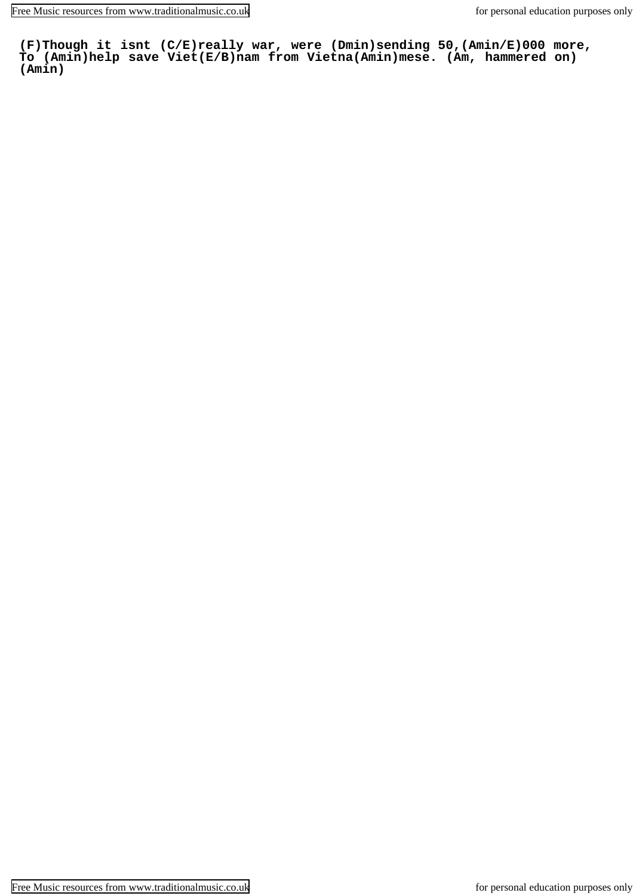**(F)Though it isnt (C/E)really war, were (Dmin)sending 50,(Amin/E)000 more,
To (Amin)help save Viet(E/B)nam from Vietna(Amin)mese. (Am, hammered on)
(Amin)**